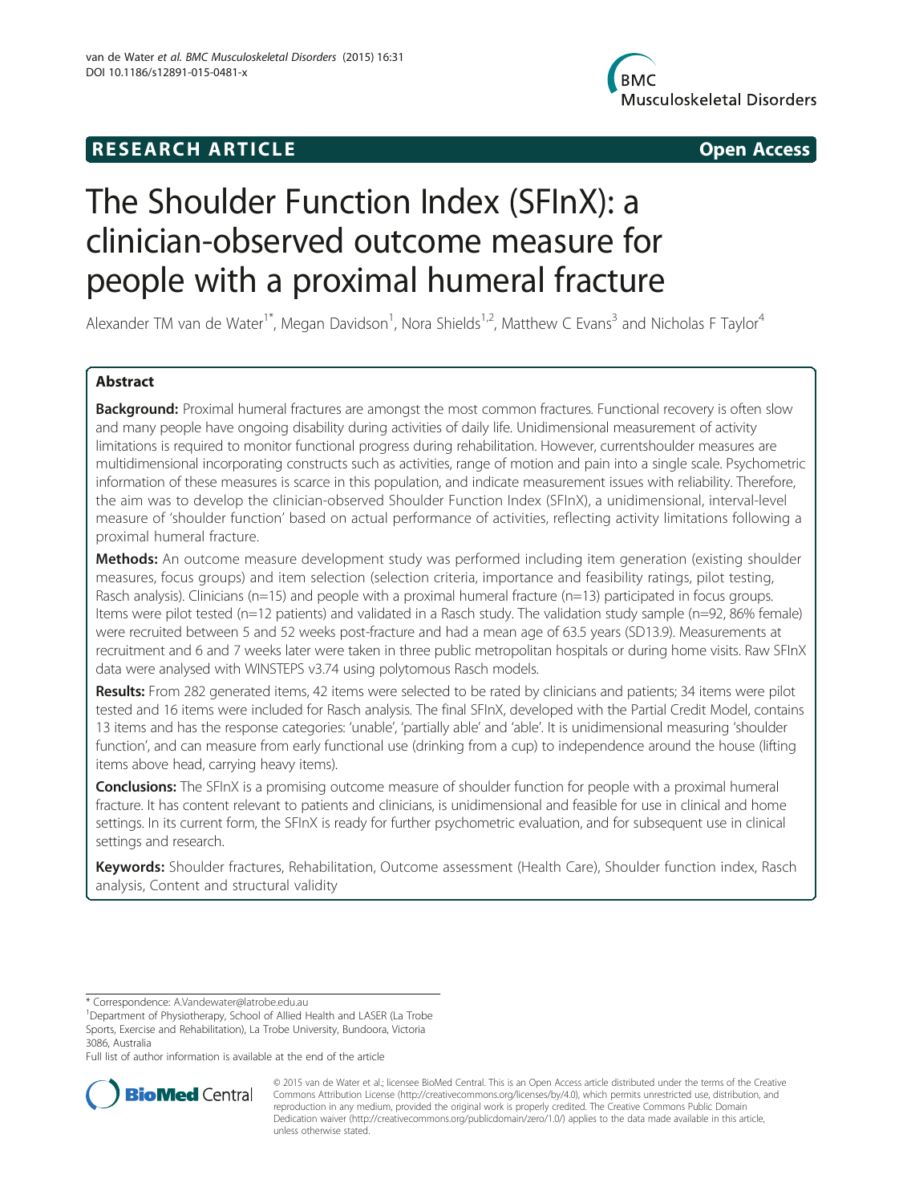**RESEARCH ARTICLE** **Open Access**

# The Shoulder Function Index (SFInX): a clinician-observed outcome measure for people with a proximal humeral fracture

Alexander TM van de Water[1*], Megan Davidson[1], Nora Shields[1,2], Matthew C Evans[3] and Nicholas F Taylor[4]

## Abstract

**Background:** Proximal humeral fractures are amongst the most common fractures. Functional recovery is often slow and many people have ongoing disability during activities of daily life. Unidimensional measurement of activity limitations is required to monitor functional progress during rehabilitation. However, currentshoulder measures are multidimensional incorporating constructs such as activities, range of motion and pain into a single scale. Psychometric information of these measures is scarce in this population, and indicate measurement issues with reliability. Therefore, the aim was to develop the clinician-observed Shoulder Function Index (SFInX), a unidimensional, interval-level measure of 'shoulder function' based on actual performance of activities, reflecting activity limitations following a proximal humeral fracture.

**Methods:** An outcome measure development study was performed including item generation (existing shoulder measures, focus groups) and item selection (selection criteria, importance and feasibility ratings, pilot testing, Rasch analysis). Clinicians (n=15) and people with a proximal humeral fracture (n=13) participated in focus groups. Items were pilot tested (n=12 patients) and validated in a Rasch study. The validation study sample (n=92, 86% female) were recruited between 5 and 52 weeks post-fracture and had a mean age of 63.5 years (SD13.9). Measurements at recruitment and 6 and 7 weeks later were taken in three public metropolitan hospitals or during home visits. Raw SFInX data were analysed with WINSTEPS v3.74 using polytomous Rasch models.

**Results:** From 282 generated items, 42 items were selected to be rated by clinicians and patients; 34 items were pilot tested and 16 items were included for Rasch analysis. The final SFInX, developed with the Partial Credit Model, contains 13 items and has the response categories: 'unable', 'partially able' and 'able'. It is unidimensional measuring 'shoulder function', and can measure from early functional use (drinking from a cup) to independence around the house (lifting items above head, carrying heavy items).

**Conclusions:** The SFInX is a promising outcome measure of shoulder function for people with a proximal humeral fracture. It has content relevant to patients and clinicians, is unidimensional and feasible for use in clinical and home settings. In its current form, the SFInX is ready for further psychometric evaluation, and for subsequent use in clinical settings and research.

**Keywords:** Shoulder fractures, Rehabilitation, Outcome assessment (Health Care), Shoulder function index, Rasch analysis, Content and structural validity

---

* Correspondence: A.Vandewater@latrobe.edu.au
[1]Department of Physiotherapy, School of Allied Health and LASER (La Trobe Sports, Exercise and Rehabilitation), La Trobe University, Bundoora, Victoria 3086, Australia
Full list of author information is available at the end of the article

© 2015 van de Water et al.; licensee BioMed Central. This is an Open Access article distributed under the terms of the Creative Commons Attribution License (http://creativecommons.org/licenses/by/4.0), which permits unrestricted use, distribution, and reproduction in any medium, provided the original work is properly credited. The Creative Commons Public Domain Dedication waiver (http://creativecommons.org/publicdomain/zero/1.0/) applies to the data made available in this article, unless otherwise stated.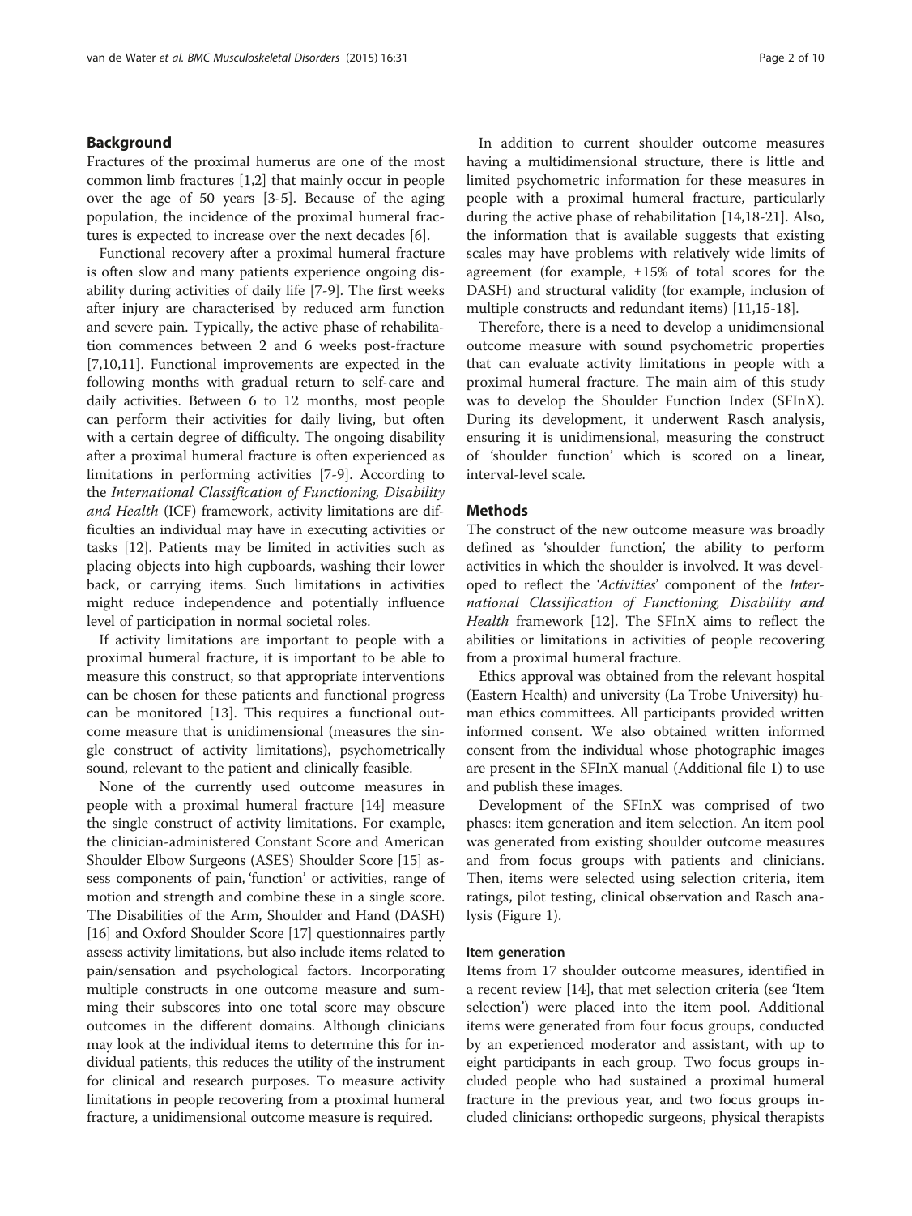## Background

Fractures of the proximal humerus are one of the most common limb fractures [1,2] that mainly occur in people over the age of 50 years [3-5]. Because of the aging population, the incidence of the proximal humeral fractures is expected to increase over the next decades [6].

Functional recovery after a proximal humeral fracture is often slow and many patients experience ongoing disability during activities of daily life [7-9]. The first weeks after injury are characterised by reduced arm function and severe pain. Typically, the active phase of rehabilitation commences between 2 and 6 weeks post-fracture [7,10,11]. Functional improvements are expected in the following months with gradual return to self-care and daily activities. Between 6 to 12 months, most people can perform their activities for daily living, but often with a certain degree of difficulty. The ongoing disability after a proximal humeral fracture is often experienced as limitations in performing activities [7-9]. According to the *International Classification of Functioning, Disability and Health* (ICF) framework, activity limitations are difficulties an individual may have in executing activities or tasks [12]. Patients may be limited in activities such as placing objects into high cupboards, washing their lower back, or carrying items. Such limitations in activities might reduce independence and potentially influence level of participation in normal societal roles.

If activity limitations are important to people with a proximal humeral fracture, it is important to be able to measure this construct, so that appropriate interventions can be chosen for these patients and functional progress can be monitored [13]. This requires a functional outcome measure that is unidimensional (measures the single construct of activity limitations), psychometrically sound, relevant to the patient and clinically feasible.

None of the currently used outcome measures in people with a proximal humeral fracture [14] measure the single construct of activity limitations. For example, the clinician-administered Constant Score and American Shoulder Elbow Surgeons (ASES) Shoulder Score [15] assess components of pain, 'function' or activities, range of motion and strength and combine these in a single score. The Disabilities of the Arm, Shoulder and Hand (DASH) [16] and Oxford Shoulder Score [17] questionnaires partly assess activity limitations, but also include items related to pain/sensation and psychological factors. Incorporating multiple constructs in one outcome measure and summing their subscores into one total score may obscure outcomes in the different domains. Although clinicians may look at the individual items to determine this for individual patients, this reduces the utility of the instrument for clinical and research purposes. To measure activity limitations in people recovering from a proximal humeral fracture, a unidimensional outcome measure is required.

In addition to current shoulder outcome measures having a multidimensional structure, there is little and limited psychometric information for these measures in people with a proximal humeral fracture, particularly during the active phase of rehabilitation [14,18-21]. Also, the information that is available suggests that existing scales may have problems with relatively wide limits of agreement (for example, ±15% of total scores for the DASH) and structural validity (for example, inclusion of multiple constructs and redundant items) [11,15-18].

Therefore, there is a need to develop a unidimensional outcome measure with sound psychometric properties that can evaluate activity limitations in people with a proximal humeral fracture. The main aim of this study was to develop the Shoulder Function Index (SFInX). During its development, it underwent Rasch analysis, ensuring it is unidimensional, measuring the construct of 'shoulder function' which is scored on a linear, interval-level scale.

## Methods

The construct of the new outcome measure was broadly defined as 'shoulder function', the ability to perform activities in which the shoulder is involved. It was developed to reflect the '*Activities*' component of the *International Classification of Functioning, Disability and Health* framework [12]. The SFInX aims to reflect the abilities or limitations in activities of people recovering from a proximal humeral fracture.

Ethics approval was obtained from the relevant hospital (Eastern Health) and university (La Trobe University) human ethics committees. All participants provided written informed consent. We also obtained written informed consent from the individual whose photographic images are present in the SFInX manual (Additional file 1) to use and publish these images.

Development of the SFInX was comprised of two phases: item generation and item selection. An item pool was generated from existing shoulder outcome measures and from focus groups with patients and clinicians. Then, items were selected using selection criteria, item ratings, pilot testing, clinical observation and Rasch analysis (Figure 1).

### Item generation

Items from 17 shoulder outcome measures, identified in a recent review [14], that met selection criteria (see 'Item selection') were placed into the item pool. Additional items were generated from four focus groups, conducted by an experienced moderator and assistant, with up to eight participants in each group. Two focus groups included people who had sustained a proximal humeral fracture in the previous year, and two focus groups included clinicians: orthopedic surgeons, physical therapists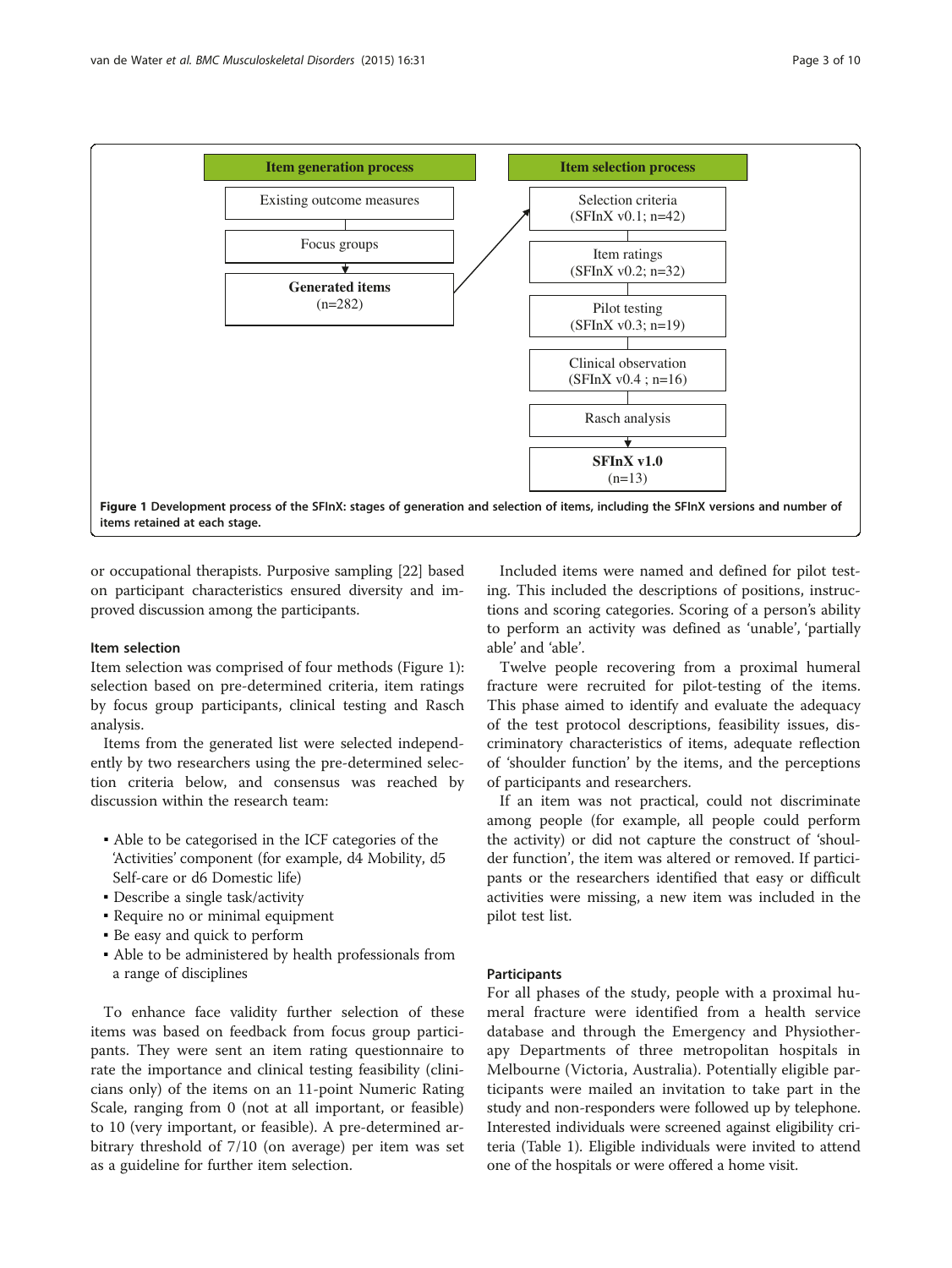Item generation process

Existing outcome measures

Focus groups

**Generated items**
(n=282)

Item selection process

Selection criteria
(SFInX v0.1; n=42)

Item ratings
(SFInX v0.2; n=32)

Pilot testing
(SFInX v0.3; n=19)

Clinical observation
(SFInX v0.4 ; n=16)

Rasch analysis

**SFInX v1.0**
(n=13)

**Figure 1 Development process of the SFInX: stages of generation and selection of items, including the SFInX versions and number of items retained at each stage.**

or occupational therapists. Purposive sampling [22] based on participant characteristics ensured diversity and improved discussion among the participants.

### Item selection

Item selection was comprised of four methods (Figure 1): selection based on pre-determined criteria, item ratings by focus group participants, clinical testing and Rasch analysis.

Items from the generated list were selected independently by two researchers using the pre-determined selection criteria below, and consensus was reached by discussion within the research team:

- Able to be categorised in the ICF categories of the 'Activities' component (for example, d4 Mobility, d5 Self-care or d6 Domestic life)
- Describe a single task/activity
- Require no or minimal equipment
- Be easy and quick to perform
- Able to be administered by health professionals from a range of disciplines

To enhance face validity further selection of these items was based on feedback from focus group participants. They were sent an item rating questionnaire to rate the importance and clinical testing feasibility (clinicians only) of the items on an 11-point Numeric Rating Scale, ranging from 0 (not at all important, or feasible) to 10 (very important, or feasible). A pre-determined arbitrary threshold of 7/10 (on average) per item was set as a guideline for further item selection.

Included items were named and defined for pilot testing. This included the descriptions of positions, instructions and scoring categories. Scoring of a person's ability to perform an activity was defined as 'unable', 'partially able' and 'able'.

Twelve people recovering from a proximal humeral fracture were recruited for pilot-testing of the items. This phase aimed to identify and evaluate the adequacy of the test protocol descriptions, feasibility issues, discriminatory characteristics of items, adequate reflection of 'shoulder function' by the items, and the perceptions of participants and researchers.

If an item was not practical, could not discriminate among people (for example, all people could perform the activity) or did not capture the construct of 'shoulder function', the item was altered or removed. If participants or the researchers identified that easy or difficult activities were missing, a new item was included in the pilot test list.

### Participants

For all phases of the study, people with a proximal humeral fracture were identified from a health service database and through the Emergency and Physiotherapy Departments of three metropolitan hospitals in Melbourne (Victoria, Australia). Potentially eligible participants were mailed an invitation to take part in the study and non-responders were followed up by telephone. Interested individuals were screened against eligibility criteria (Table 1). Eligible individuals were invited to attend one of the hospitals or were offered a home visit.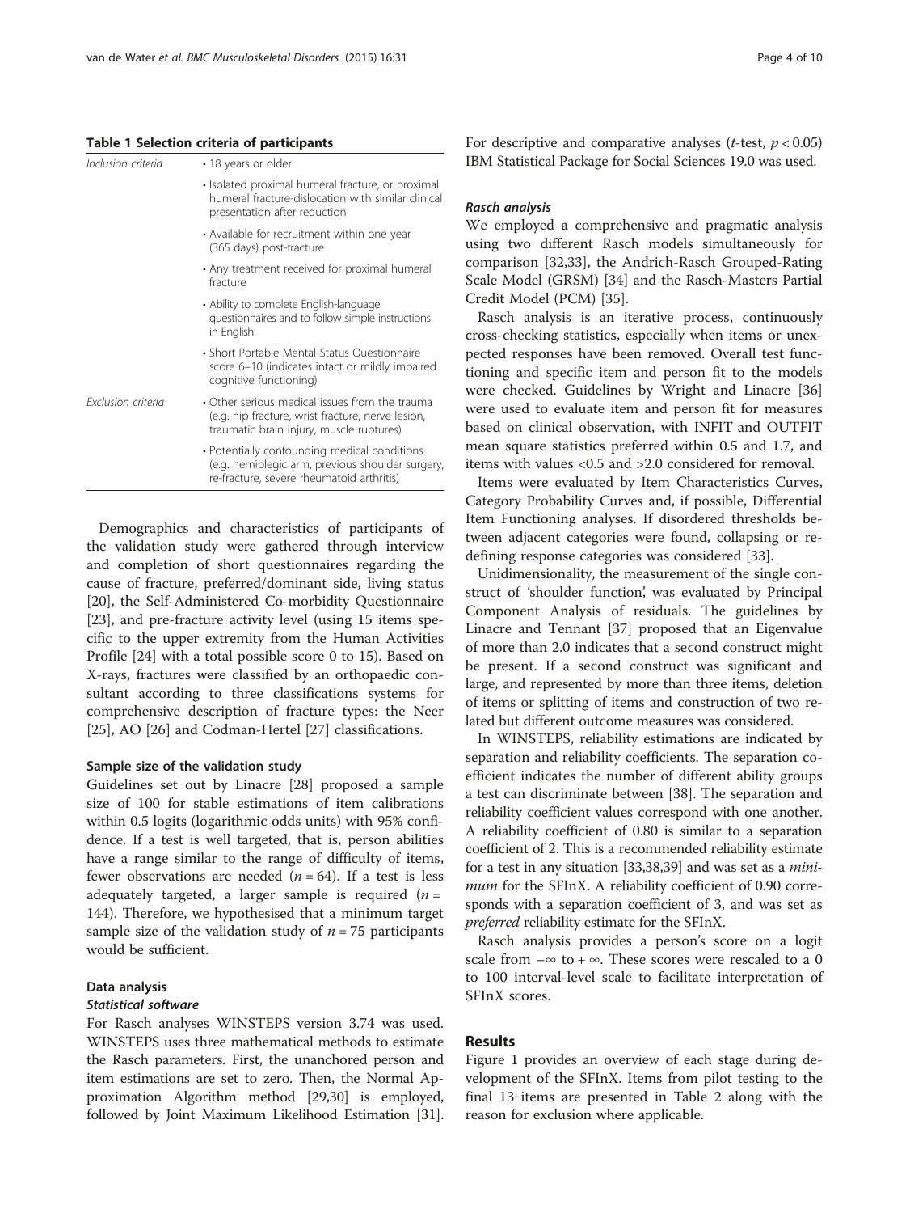**Table 1 Selection criteria of participants**

| | |
|---|---|
| *Inclusion criteria* | • 18 years or older |
| | • Isolated proximal humeral fracture, or proximal humeral fracture-dislocation with similar clinical presentation after reduction |
| | • Available for recruitment within one year (365 days) post-fracture |
| | • Any treatment received for proximal humeral fracture |
| | • Ability to complete English-language questionnaires and to follow simple instructions in English |
| | • Short Portable Mental Status Questionnaire score 6–10 (indicates intact or mildly impaired cognitive functioning) |
| *Exclusion criteria* | • Other serious medical issues from the trauma (e.g. hip fracture, wrist fracture, nerve lesion, traumatic brain injury, muscle ruptures) |
| | • Potentially confounding medical conditions (e.g. hemiplegic arm, previous shoulder surgery, re-fracture, severe rheumatoid arthritis) |

Demographics and characteristics of participants of the validation study were gathered through interview and completion of short questionnaires regarding the cause of fracture, preferred/dominant side, living status [20], the Self-Administered Co-morbidity Questionnaire [23], and pre-fracture activity level (using 15 items specific to the upper extremity from the Human Activities Profile [24] with a total possible score 0 to 15). Based on X-rays, fractures were classified by an orthopaedic consultant according to three classifications systems for comprehensive description of fracture types: the Neer [25], AO [26] and Codman-Hertel [27] classifications.

#### Sample size of the validation study

Guidelines set out by Linacre [28] proposed a sample size of 100 for stable estimations of item calibrations within 0.5 logits (logarithmic odds units) with 95% confidence. If a test is well targeted, that is, person abilities have a range similar to the range of difficulty of items, fewer observations are needed ($n = 64$). If a test is less adequately targeted, a larger sample is required ($n = 144$). Therefore, we hypothesised that a minimum target sample size of the validation study of $n = 75$ participants would be sufficient.

#### Data analysis

##### *Statistical software*

For Rasch analyses WINSTEPS version 3.74 was used. WINSTEPS uses three mathematical methods to estimate the Rasch parameters. First, the unanchored person and item estimations are set to zero. Then, the Normal Approximation Algorithm method [29,30] is employed, followed by Joint Maximum Likelihood Estimation [31]. For descriptive and comparative analyses (*t*-test, $p < 0.05$) IBM Statistical Package for Social Sciences 19.0 was used.

##### *Rasch analysis*

We employed a comprehensive and pragmatic analysis using two different Rasch models simultaneously for comparison [32,33], the Andrich-Rasch Grouped-Rating Scale Model (GRSM) [34] and the Rasch-Masters Partial Credit Model (PCM) [35].

Rasch analysis is an iterative process, continuously cross-checking statistics, especially when items or unexpected responses have been removed. Overall test functioning and specific item and person fit to the models were checked. Guidelines by Wright and Linacre [36] were used to evaluate item and person fit for measures based on clinical observation, with INFIT and OUTFIT mean square statistics preferred within 0.5 and 1.7, and items with values <0.5 and >2.0 considered for removal.

Items were evaluated by Item Characteristics Curves, Category Probability Curves and, if possible, Differential Item Functioning analyses. If disordered thresholds between adjacent categories were found, collapsing or redefining response categories was considered [33].

Unidimensionality, the measurement of the single construct of 'shoulder function', was evaluated by Principal Component Analysis of residuals. The guidelines by Linacre and Tennant [37] proposed that an Eigenvalue of more than 2.0 indicates that a second construct might be present. If a second construct was significant and large, and represented by more than three items, deletion of items or splitting of items and construction of two related but different outcome measures was considered.

In WINSTEPS, reliability estimations are indicated by separation and reliability coefficients. The separation coefficient indicates the number of different ability groups a test can discriminate between [38]. The separation and reliability coefficient values correspond with one another. A reliability coefficient of 0.80 is similar to a separation coefficient of 2. This is a recommended reliability estimate for a test in any situation [33,38,39] and was set as a *minimum* for the SFInX. A reliability coefficient of 0.90 corresponds with a separation coefficient of 3, and was set as *preferred* reliability estimate for the SFInX.

Rasch analysis provides a person's score on a logit scale from $-\infty$ to $+\infty$. These scores were rescaled to a 0 to 100 interval-level scale to facilitate interpretation of SFInX scores.

## Results

Figure 1 provides an overview of each stage during development of the SFInX. Items from pilot testing to the final 13 items are presented in Table 2 along with the reason for exclusion where applicable.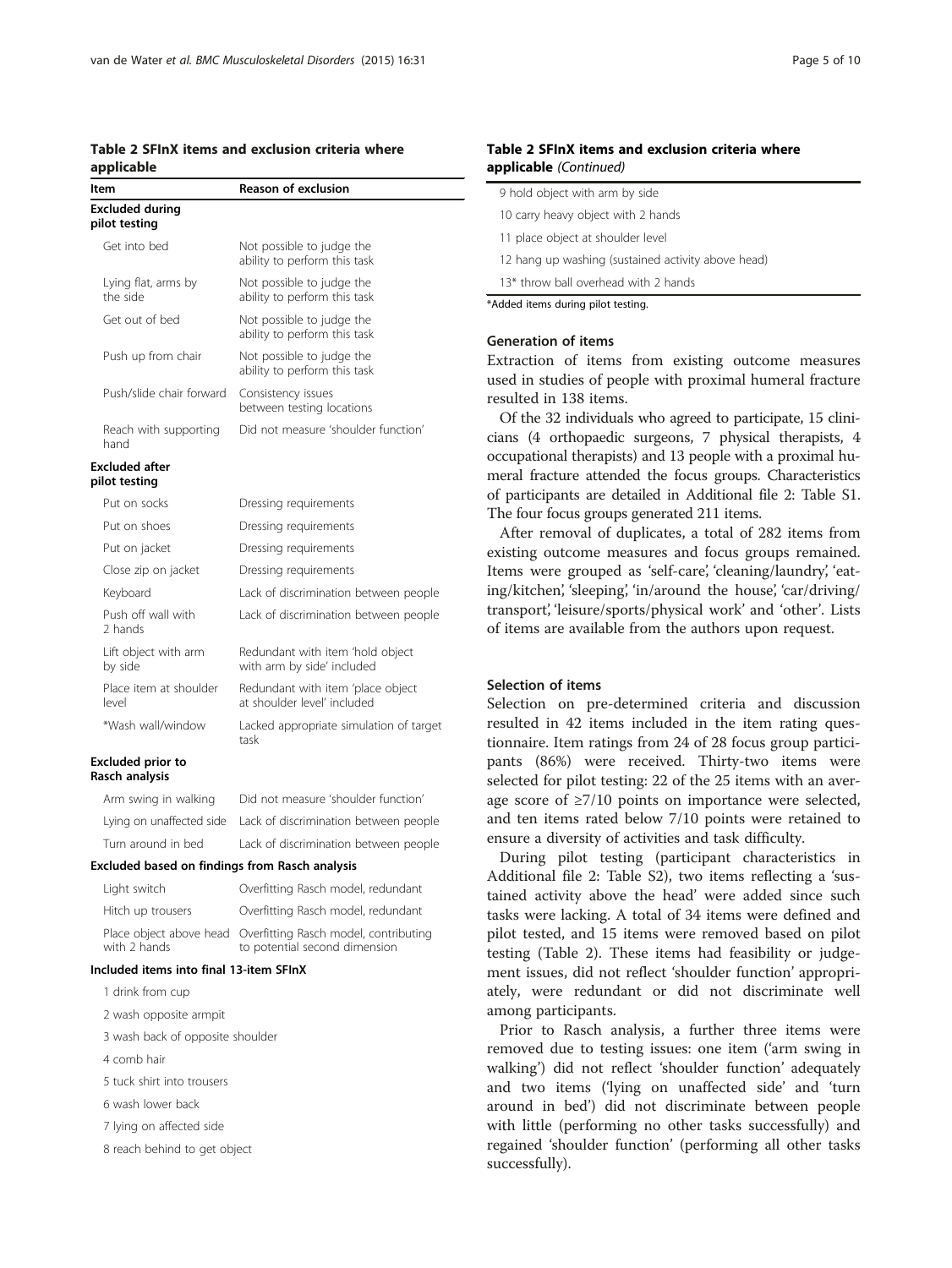**Table 2 SFInX items and exclusion criteria where applicable**

| Item | Reason of exclusion |
|---|---|
| **Excluded during pilot testing** | |
| Get into bed | Not possible to judge the ability to perform this task |
| Lying flat, arms by the side | Not possible to judge the ability to perform this task |
| Get out of bed | Not possible to judge the ability to perform this task |
| Push up from chair | Not possible to judge the ability to perform this task |
| Push/slide chair forward | Consistency issues between testing locations |
| Reach with supporting hand | Did not measure 'shoulder function' |
| **Excluded after pilot testing** | |
| Put on socks | Dressing requirements |
| Put on shoes | Dressing requirements |
| Put on jacket | Dressing requirements |
| Close zip on jacket | Dressing requirements |
| Keyboard | Lack of discrimination between people |
| Push off wall with 2 hands | Lack of discrimination between people |
| Lift object with arm by side | Redundant with item 'hold object with arm by side' included |
| Place item at shoulder level | Redundant with item 'place object at shoulder level' included |
| *Wash wall/window | Lacked appropriate simulation of target task |
| **Excluded prior to Rasch analysis** | |
| Arm swing in walking | Did not measure 'shoulder function' |
| Lying on unaffected side | Lack of discrimination between people |
| Turn around in bed | Lack of discrimination between people |
| **Excluded based on findings from Rasch analysis** | |
| Light switch | Overfitting Rasch model, redundant |
| Hitch up trousers | Overfitting Rasch model, redundant |
| Place object above head with 2 hands | Overfitting Rasch model, contributing to potential second dimension |
| **Included items into final 13-item SFInX** | |
| 1 drink from cup | |
| 2 wash opposite armpit | |
| 3 wash back of opposite shoulder | |
| 4 comb hair | |
| 5 tuck shirt into trousers | |
| 6 wash lower back | |
| 7 lying on affected side | |
| 8 reach behind to get object | |
| 9 hold object with arm by side | |
| 10 carry heavy object with 2 hands | |
| 11 place object at shoulder level | |
| 12 hang up washing (sustained activity above head) | |
| 13* throw ball overhead with 2 hands | |

*Added items during pilot testing.

### Generation of items

Extraction of items from existing outcome measures used in studies of people with proximal humeral fracture resulted in 138 items.

Of the 32 individuals who agreed to participate, 15 clinicians (4 orthopaedic surgeons, 7 physical therapists, 4 occupational therapists) and 13 people with a proximal humeral fracture attended the focus groups. Characteristics of participants are detailed in Additional file 2: Table S1. The four focus groups generated 211 items.

After removal of duplicates, a total of 282 items from existing outcome measures and focus groups remained. Items were grouped as 'self-care', 'cleaning/laundry', 'eating/kitchen', 'sleeping', 'in/around the house', 'car/driving/transport', 'leisure/sports/physical work' and 'other'. Lists of items are available from the authors upon request.

### Selection of items

Selection on pre-determined criteria and discussion resulted in 42 items included in the item rating questionnaire. Item ratings from 24 of 28 focus group participants (86%) were received. Thirty-two items were selected for pilot testing: 22 of the 25 items with an average score of ≥7/10 points on importance were selected, and ten items rated below 7/10 points were retained to ensure a diversity of activities and task difficulty.

During pilot testing (participant characteristics in Additional file 2: Table S2), two items reflecting a 'sustained activity above the head' were added since such tasks were lacking. A total of 34 items were defined and pilot tested, and 15 items were removed based on pilot testing (Table 2). These items had feasibility or judgement issues, did not reflect 'shoulder function' appropriately, were redundant or did not discriminate well among participants.

Prior to Rasch analysis, a further three items were removed due to testing issues: one item ('arm swing in walking') did not reflect 'shoulder function' adequately and two items ('lying on unaffected side' and 'turn around in bed') did not discriminate between people with little (performing no other tasks successfully) and regained 'shoulder function' (performing all other tasks successfully).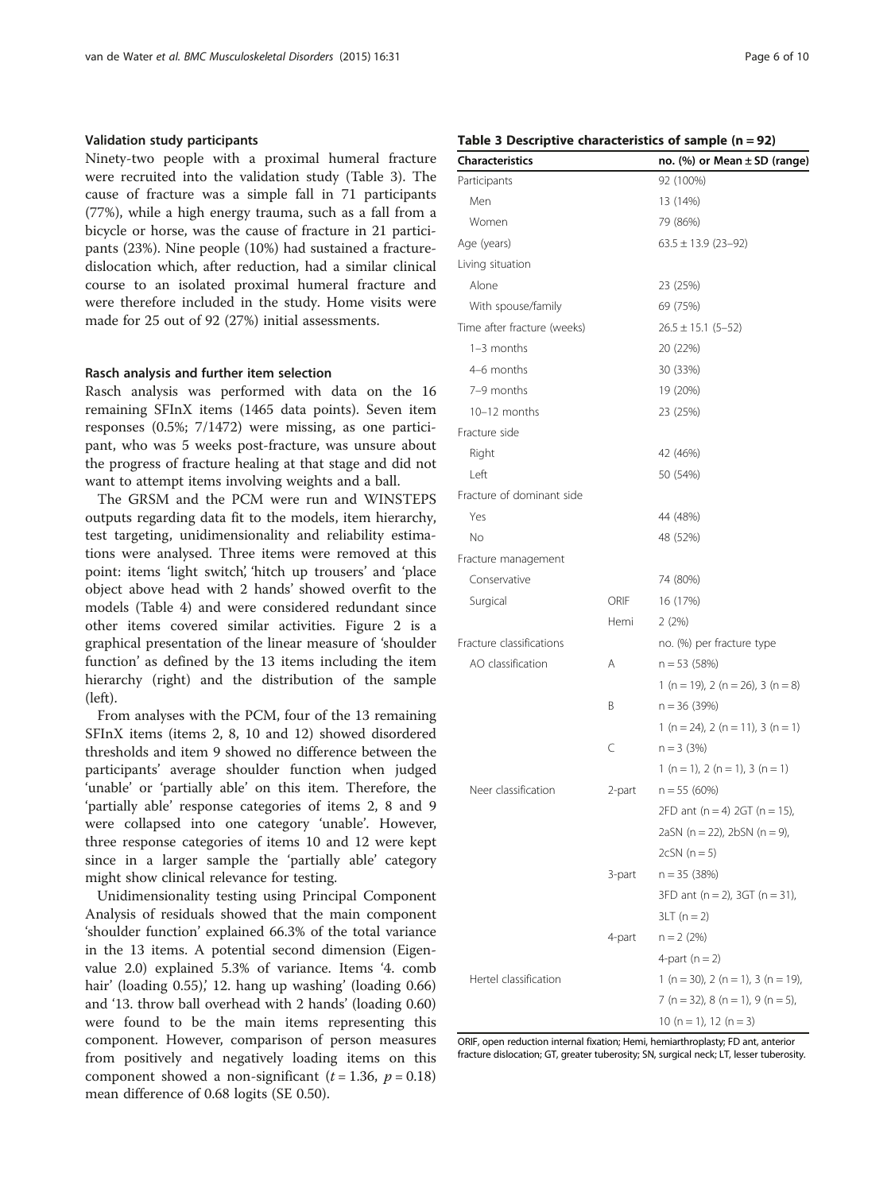### Validation study participants

Ninety-two people with a proximal humeral fracture were recruited into the validation study (Table 3). The cause of fracture was a simple fall in 71 participants (77%), while a high energy trauma, such as a fall from a bicycle or horse, was the cause of fracture in 21 participants (23%). Nine people (10%) had sustained a fracture-dislocation which, after reduction, had a similar clinical course to an isolated proximal humeral fracture and were therefore included in the study. Home visits were made for 25 out of 92 (27%) initial assessments.

### Rasch analysis and further item selection

Rasch analysis was performed with data on the 16 remaining SFInX items (1465 data points). Seven item responses (0.5%; 7/1472) were missing, as one participant, who was 5 weeks post-fracture, was unsure about the progress of fracture healing at that stage and did not want to attempt items involving weights and a ball.

The GRSM and the PCM were run and WINSTEPS outputs regarding data fit to the models, item hierarchy, test targeting, unidimensionality and reliability estimations were analysed. Three items were removed at this point: items 'light switch', 'hitch up trousers' and 'place object above head with 2 hands' showed overfit to the models (Table 4) and were considered redundant since other items covered similar activities. Figure 2 is a graphical presentation of the linear measure of 'shoulder function' as defined by the 13 items including the item hierarchy (right) and the distribution of the sample (left).

From analyses with the PCM, four of the 13 remaining SFInX items (items 2, 8, 10 and 12) showed disordered thresholds and item 9 showed no difference between the participants' average shoulder function when judged 'unable' or 'partially able' on this item. Therefore, the 'partially able' response categories of items 2, 8 and 9 were collapsed into one category 'unable'. However, three response categories of items 10 and 12 were kept since in a larger sample the 'partially able' category might show clinical relevance for testing.

Unidimensionality testing using Principal Component Analysis of residuals showed that the main component 'shoulder function' explained 66.3% of the total variance in the 13 items. A potential second dimension (Eigenvalue 2.0) explained 5.3% of variance. Items '4. comb hair' (loading 0.55), '12. hang up washing' (loading 0.66) and '13. throw ball overhead with 2 hands' (loading 0.60) were found to be the main items representing this component. However, comparison of person measures from positively and negatively loading items on this component showed a non-significant ($t = 1.36$, $p = 0.18$) mean difference of 0.68 logits (SE 0.50).

**Table 3 Descriptive characteristics of sample (n = 92)**

| Characteristics | | no. (%) or Mean ± SD (range) |
|---|---|---|
| Participants | | 92 (100%) |
| Men | | 13 (14%) |
| Women | | 79 (86%) |
| Age (years) | | 63.5 ± 13.9 (23–92) |
| Living situation | | |
| Alone | | 23 (25%) |
| With spouse/family | | 69 (75%) |
| Time after fracture (weeks) | | 26.5 ± 15.1 (5–52) |
| 1–3 months | | 20 (22%) |
| 4–6 months | | 30 (33%) |
| 7–9 months | | 19 (20%) |
| 10–12 months | | 23 (25%) |
| Fracture side | | |
| Right | | 42 (46%) |
| Left | | 50 (54%) |
| Fracture of dominant side | | |
| Yes | | 44 (48%) |
| No | | 48 (52%) |
| Fracture management | | |
| Conservative | | 74 (80%) |
| Surgical | ORIF | 16 (17%) |
| | Hemi | 2 (2%) |
| Fracture classifications | | no. (%) per fracture type |
| AO classification | A | n = 53 (58%) |
| | | 1 (n = 19), 2 (n = 26), 3 (n = 8) |
| | B | n = 36 (39%) |
| | | 1 (n = 24), 2 (n = 11), 3 (n = 1) |
| | C | n = 3 (3%) |
| | | 1 (n = 1), 2 (n = 1), 3 (n = 1) |
| Neer classification | 2-part | n = 55 (60%) |
| | | 2FD ant (n = 4) 2GT (n = 15), 2aSN (n = 22), 2bSN (n = 9), 2cSN (n = 5) |
| | 3-part | n = 35 (38%) |
| | | 3FD ant (n = 2), 3GT (n = 31), 3LT (n = 2) |
| | 4-part | n = 2 (2%) |
| | | 4-part (n = 2) |
| Hertel classification | | 1 (n = 30), 2 (n = 1), 3 (n = 19), 7 (n = 32), 8 (n = 1), 9 (n = 5), 10 (n = 1), 12 (n = 3) |

ORIF, open reduction internal fixation; Hemi, hemiarthroplasty; FD ant, anterior fracture dislocation; GT, greater tuberosity; SN, surgical neck; LT, lesser tuberosity.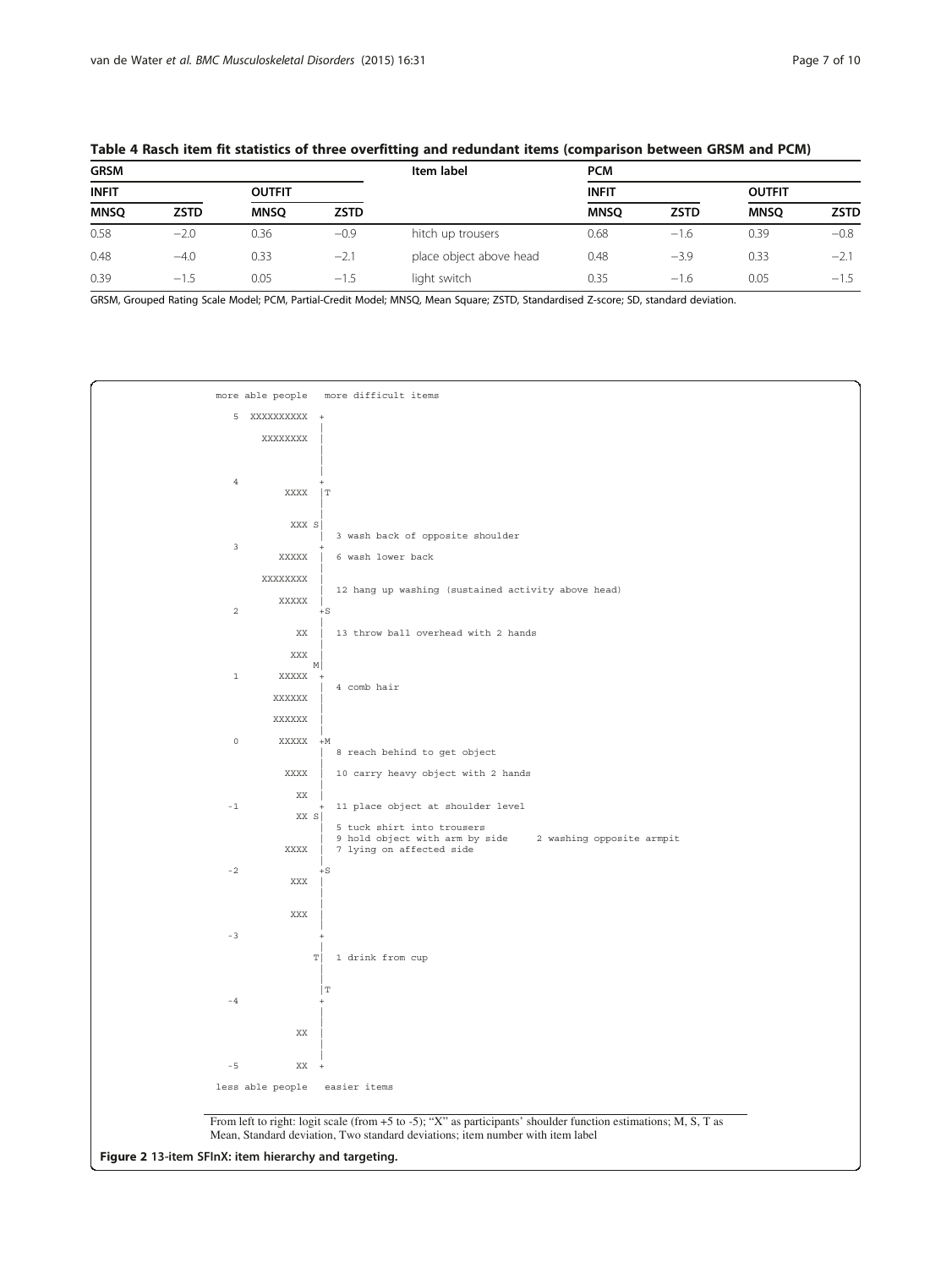**Table 4 Rasch item fit statistics of three overfitting and redundant items (comparison between GRSM and PCM)**

| GRSM | | | | Item label | PCM | | | |
|---|---|---|---|---|---|---|---|---|
| INFIT | | OUTFIT | | | INFIT | | OUTFIT | |
| MNSQ | ZSTD | MNSQ | ZSTD | | MNSQ | ZSTD | MNSQ | ZSTD |
| 0.58 | −2.0 | 0.36 | −0.9 | hitch up trousers | 0.68 | −1.6 | 0.39 | −0.8 |
| 0.48 | −4.0 | 0.33 | −2.1 | place object above head | 0.48 | −3.9 | 0.33 | −2.1 |
| 0.39 | −1.5 | 0.05 | −1.5 | light switch | 0.35 | −1.6 | 0.05 | −1.5 |

GRSM, Grouped Rating Scale Model; PCM, Partial-Credit Model; MNSQ, Mean Square; ZSTD, Standardised Z-score; SD, standard deviation.

```
more able people   more difficult items
  5  XXXXXXXXXX  +
                 |
       XXXXXXXX  |
                 |
                 |
                 |
  4              +
           XXXX  |T
                 |
          XXX S  |
                 |  3 wash back of opposite shoulder
  3              +
          XXXXX  |  6 wash lower back
                 |
       XXXXXXXX  |
                 |  12 hang up washing (sustained activity above head)
          XXXXX  |
  2              +S
                 |
             XX  |  13 throw ball overhead with 2 hands
                 |
            XXX  |
               M |
  1       XXXXX  +
                 |  4 comb hair
         XXXXXX  |
                 |
         XXXXXX  |
                 |
  0       XXXXX  +M
                 |  8 reach behind to get object
                 |
           XXXX  |  10 carry heavy object with 2 hands
                 |
             XX  |
 -1              +  11 place object at shoulder level
           XX S  |
                 |  5 tuck shirt into trousers
                 |  9 hold object with arm by side     2 washing opposite armpit
           XXXX  |  7 lying on affected side
                 |
 -2              +S
            XXX  |
                 |
                 |
            XXX  |
                 |
 -3              +
                 |
                T|  1 drink from cup
                 |
                 |
                 |T
 -4              +
                 |
                 |
             XX  |
                 |
                 |
 -5          XX  +
less able people   easier items
```

From left to right: logit scale (from +5 to -5); "X" as participants' shoulder function estimations; M, S, T as Mean, Standard deviation, Two standard deviations; item number with item label

**Figure 2** 13-item SFInX: item hierarchy and targeting.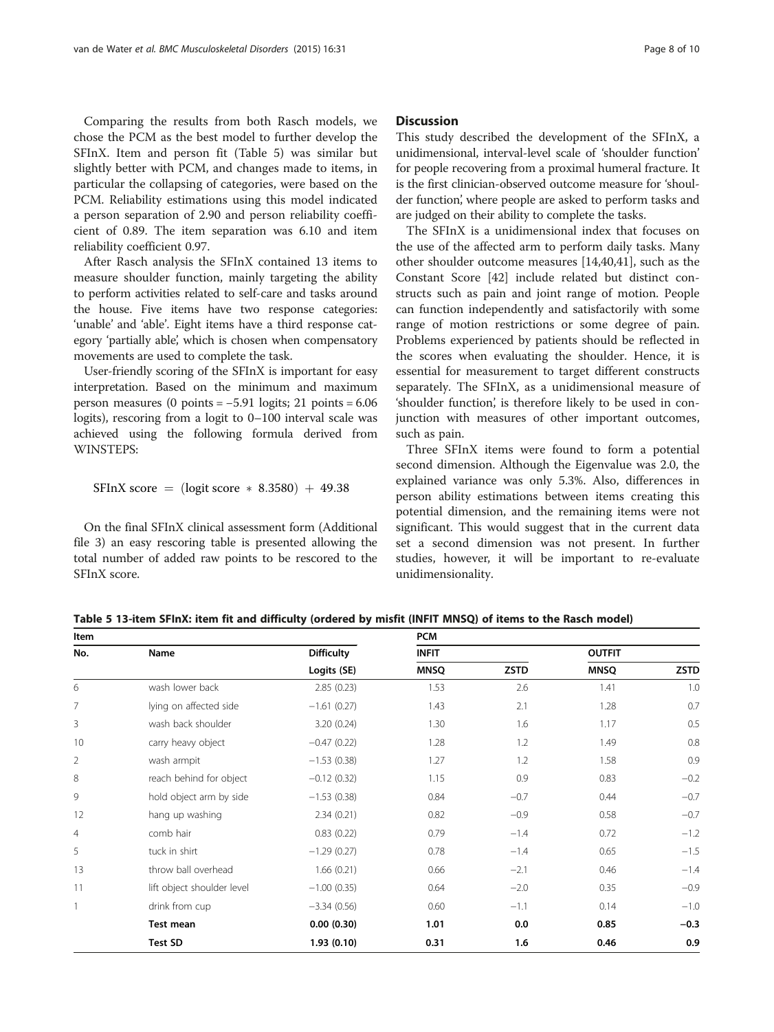Comparing the results from both Rasch models, we chose the PCM as the best model to further develop the SFInX. Item and person fit (Table 5) was similar but slightly better with PCM, and changes made to items, in particular the collapsing of categories, were based on the PCM. Reliability estimations using this model indicated a person separation of 2.90 and person reliability coefficient of 0.89. The item separation was 6.10 and item reliability coefficient 0.97.

After Rasch analysis the SFInX contained 13 items to measure shoulder function, mainly targeting the ability to perform activities related to self-care and tasks around the house. Five items have two response categories: 'unable' and 'able'. Eight items have a third response category 'partially able', which is chosen when compensatory movements are used to complete the task.

User-friendly scoring of the SFInX is important for easy interpretation. Based on the minimum and maximum person measures (0 points = −5.91 logits; 21 points = 6.06 logits), rescoring from a logit to 0–100 interval scale was achieved using the following formula derived from WINSTEPS:

$$\text{SFInX score} = (\text{logit score} * 8.3580) + 49.38$$

On the final SFInX clinical assessment form (Additional file 3) an easy rescoring table is presented allowing the total number of added raw points to be rescored to the SFInX score.

## Discussion

This study described the development of the SFInX, a unidimensional, interval-level scale of 'shoulder function' for people recovering from a proximal humeral fracture. It is the first clinician-observed outcome measure for 'shoulder function', where people are asked to perform tasks and are judged on their ability to complete the tasks.

The SFInX is a unidimensional index that focuses on the use of the affected arm to perform daily tasks. Many other shoulder outcome measures [14,40,41], such as the Constant Score [42] include related but distinct constructs such as pain and joint range of motion. People can function independently and satisfactorily with some range of motion restrictions or some degree of pain. Problems experienced by patients should be reflected in the scores when evaluating the shoulder. Hence, it is essential for measurement to target different constructs separately. The SFInX, as a unidimensional measure of 'shoulder function', is therefore likely to be used in conjunction with measures of other important outcomes, such as pain.

Three SFInX items were found to form a potential second dimension. Although the Eigenvalue was 2.0, the explained variance was only 5.3%. Also, differences in person ability estimations between items creating this potential dimension, and the remaining items were not significant. This would suggest that in the current data set a second dimension was not present. In further studies, however, it will be important to re-evaluate unidimensionality.

**Table 5 13-item SFInX: item fit and difficulty (ordered by misfit (INFIT MNSQ) of items to the Rasch model)**

| Item | | | PCM | | | |
|---|---|---|---|---|---|---|
| No. | Name | Difficulty | INFIT | | OUTFIT | |
| | | Logits (SE) | MNSQ | ZSTD | MNSQ | ZSTD |
| 6 | wash lower back | 2.85 (0.23) | 1.53 | 2.6 | 1.41 | 1.0 |
| 7 | lying on affected side | −1.61 (0.27) | 1.43 | 2.1 | 1.28 | 0.7 |
| 3 | wash back shoulder | 3.20 (0.24) | 1.30 | 1.6 | 1.17 | 0.5 |
| 10 | carry heavy object | −0.47 (0.22) | 1.28 | 1.2 | 1.49 | 0.8 |
| 2 | wash armpit | −1.53 (0.38) | 1.27 | 1.2 | 1.58 | 0.9 |
| 8 | reach behind for object | −0.12 (0.32) | 1.15 | 0.9 | 0.83 | −0.2 |
| 9 | hold object arm by side | −1.53 (0.38) | 0.84 | −0.7 | 0.44 | −0.7 |
| 12 | hang up washing | 2.34 (0.21) | 0.82 | −0.9 | 0.58 | −0.7 |
| 4 | comb hair | 0.83 (0.22) | 0.79 | −1.4 | 0.72 | −1.2 |
| 5 | tuck in shirt | −1.29 (0.27) | 0.78 | −1.4 | 0.65 | −1.5 |
| 13 | throw ball overhead | 1.66 (0.21) | 0.66 | −2.1 | 0.46 | −1.4 |
| 11 | lift object shoulder level | −1.00 (0.35) | 0.64 | −2.0 | 0.35 | −0.9 |
| 1 | drink from cup | −3.34 (0.56) | 0.60 | −1.1 | 0.14 | −1.0 |
| | **Test mean** | **0.00 (0.30)** | **1.01** | **0.0** | **0.85** | **−0.3** |
| | **Test SD** | **1.93 (0.10)** | **0.31** | **1.6** | **0.46** | **0.9** |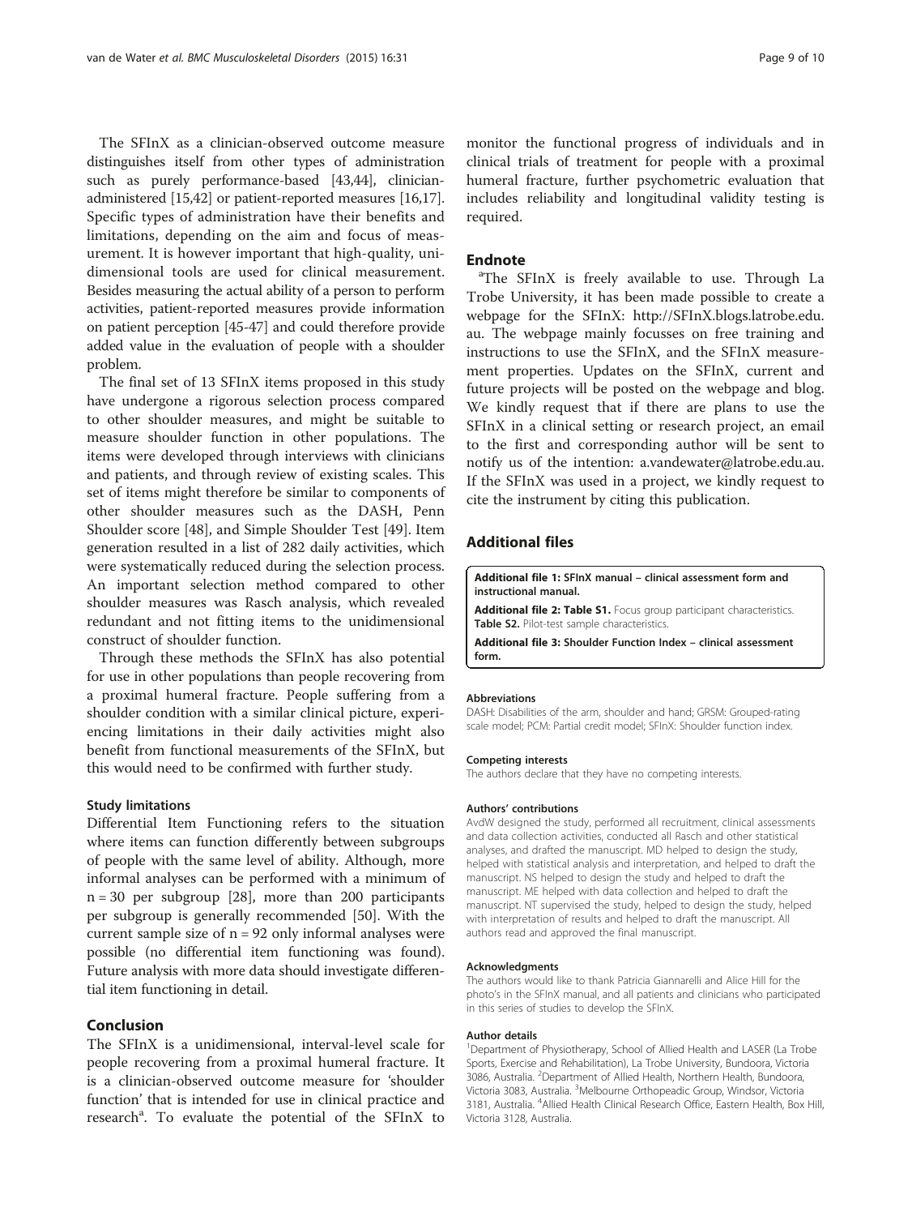The SFInX as a clinician-observed outcome measure distinguishes itself from other types of administration such as purely performance-based [43,44], clinician-administered [15,42] or patient-reported measures [16,17]. Specific types of administration have their benefits and limitations, depending on the aim and focus of measurement. It is however important that high-quality, unidimensional tools are used for clinical measurement. Besides measuring the actual ability of a person to perform activities, patient-reported measures provide information on patient perception [45-47] and could therefore provide added value in the evaluation of people with a shoulder problem.

The final set of 13 SFInX items proposed in this study have undergone a rigorous selection process compared to other shoulder measures, and might be suitable to measure shoulder function in other populations. The items were developed through interviews with clinicians and patients, and through review of existing scales. This set of items might therefore be similar to components of other shoulder measures such as the DASH, Penn Shoulder score [48], and Simple Shoulder Test [49]. Item generation resulted in a list of 282 daily activities, which were systematically reduced during the selection process. An important selection method compared to other shoulder measures was Rasch analysis, which revealed redundant and not fitting items to the unidimensional construct of shoulder function.

Through these methods the SFInX has also potential for use in other populations than people recovering from a proximal humeral fracture. People suffering from a shoulder condition with a similar clinical picture, experiencing limitations in their daily activities might also benefit from functional measurements of the SFInX, but this would need to be confirmed with further study.

### Study limitations

Differential Item Functioning refers to the situation where items can function differently between subgroups of people with the same level of ability. Although, more informal analyses can be performed with a minimum of $n = 30$ per subgroup [28], more than 200 participants per subgroup is generally recommended [50]. With the current sample size of $n = 92$ only informal analyses were possible (no differential item functioning was found). Future analysis with more data should investigate differential item functioning in detail.

## Conclusion

The SFInX is a unidimensional, interval-level scale for people recovering from a proximal humeral fracture. It is a clinician-observed outcome measure for 'shoulder function' that is intended for use in clinical practice and research[a]. To evaluate the potential of the SFInX to monitor the functional progress of individuals and in clinical trials of treatment for people with a proximal humeral fracture, further psychometric evaluation that includes reliability and longitudinal validity testing is required.

## Endnote

[a]The SFInX is freely available to use. Through La Trobe University, it has been made possible to create a webpage for the SFInX: http://SFInX.blogs.latrobe.edu.au. The webpage mainly focusses on free training and instructions to use the SFInX, and the SFInX measurement properties. Updates on the SFInX, current and future projects will be posted on the webpage and blog. We kindly request that if there are plans to use the SFInX in a clinical setting or research project, an email to the first and corresponding author will be sent to notify us of the intention: a.vandewater@latrobe.edu.au. If the SFInX was used in a project, we kindly request to cite the instrument by citing this publication.

## Additional files

**Additional file 1: SFInX manual – clinical assessment form and instructional manual.**

**Additional file 2: Table S1.** Focus group participant characteristics. **Table S2.** Pilot-test sample characteristics.

**Additional file 3: Shoulder Function Index – clinical assessment form.**

#### Abbreviations

DASH: Disabilities of the arm, shoulder and hand; GRSM: Grouped-rating scale model; PCM: Partial credit model; SFInX: Shoulder function index.

#### Competing interests

The authors declare that they have no competing interests.

#### Authors' contributions

AvdW designed the study, performed all recruitment, clinical assessments and data collection activities, conducted all Rasch and other statistical analyses, and drafted the manuscript. MD helped to design the study, helped with statistical analysis and interpretation, and helped to draft the manuscript. NS helped to design the study and helped to draft the manuscript. ME helped with data collection and helped to draft the manuscript. NT supervised the study, helped to design the study, helped with interpretation of results and helped to draft the manuscript. All authors read and approved the final manuscript.

#### Acknowledgments

The authors would like to thank Patricia Giannarelli and Alice Hill for the photo's in the SFInX manual, and all patients and clinicians who participated in this series of studies to develop the SFInX.

#### Author details

[1]Department of Physiotherapy, School of Allied Health and LASER (La Trobe Sports, Exercise and Rehabilitation), La Trobe University, Bundoora, Victoria 3086, Australia. [2]Department of Allied Health, Northern Health, Bundoora, Victoria 3083, Australia. [3]Melbourne Orthopaedic Group, Windsor, Victoria 3181, Australia. [4]Allied Health Clinical Research Office, Eastern Health, Box Hill, Victoria 3128, Australia.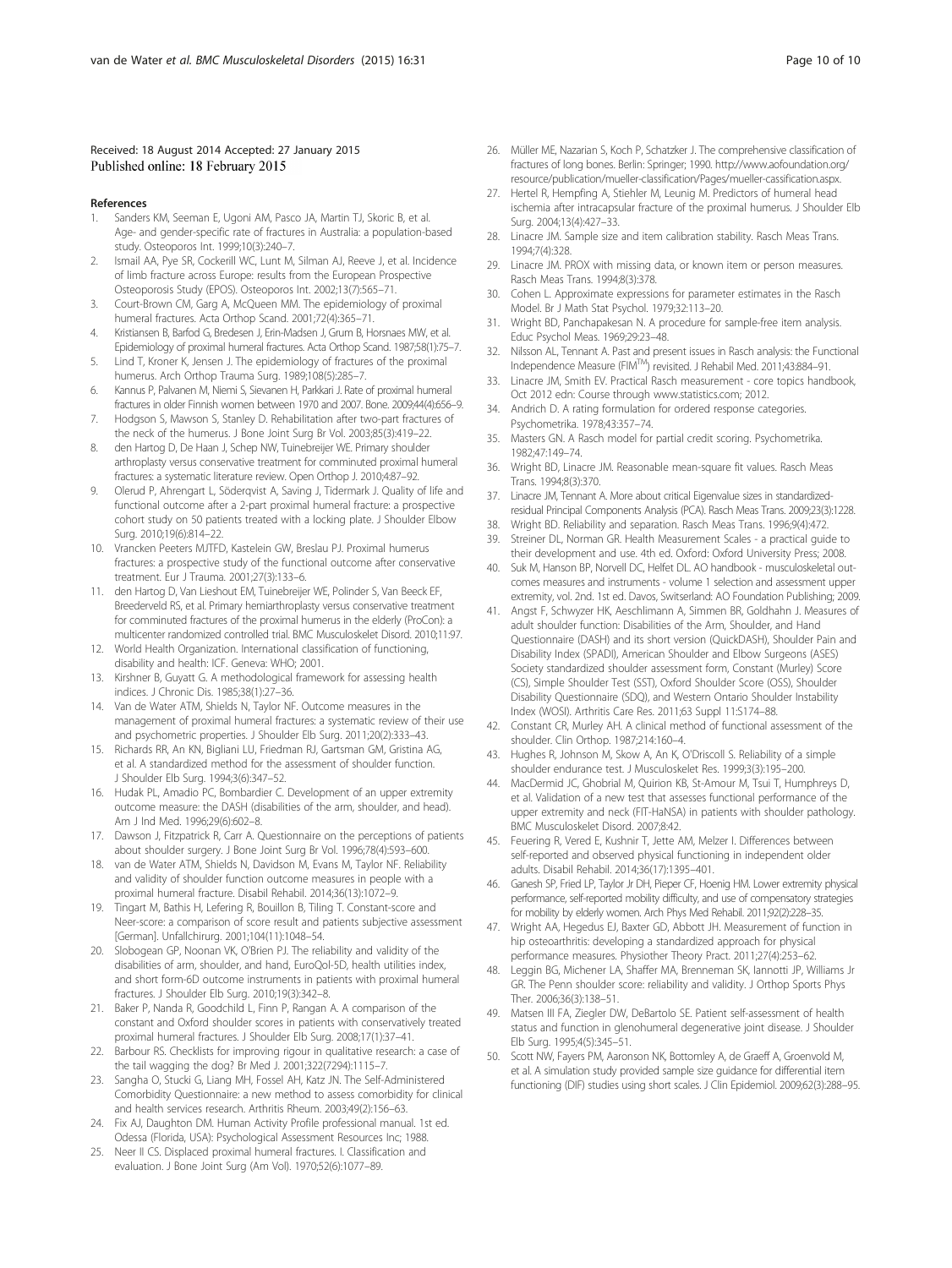Received: 18 August 2014 Accepted: 27 January 2015
Published online: 18 February 2015

## References

1. Sanders KM, Seeman E, Ugoni AM, Pasco JA, Martin TJ, Skoric B, et al. Age- and gender-specific rate of fractures in Australia: a population-based study. Osteoporos Int. 1999;10(3):240–7.
2. Ismail AA, Pye SR, Cockerill WC, Lunt M, Silman AJ, Reeve J, et al. Incidence of limb fracture across Europe: results from the European Prospective Osteoporosis Study (EPOS). Osteoporos Int. 2002;13(7):565–71.
3. Court-Brown CM, Garg A, McQueen MM. The epidemiology of proximal humeral fractures. Acta Orthop Scand. 2001;72(4):365–71.
4. Kristiansen B, Barfod G, Bredesen J, Erin-Madsen J, Grum B, Horsnaes MW, et al. Epidemiology of proximal humeral fractures. Acta Orthop Scand. 1987;58(1):75–7.
5. Lind T, Kroner K, Jensen J. The epidemiology of fractures of the proximal humerus. Arch Orthop Trauma Surg. 1989;108(5):285–7.
6. Kannus P, Palvanen M, Niemi S, Sievanen H, Parkkari J. Rate of proximal humeral fractures in older Finnish women between 1970 and 2007. Bone. 2009;44(4):656–9.
7. Hodgson S, Mawson S, Stanley D. Rehabilitation after two-part fractures of the neck of the humerus. J Bone Joint Surg Br Vol. 2003;85(3):419–22.
8. den Hartog D, De Haan J, Schep NW, Tuinebreijer WE. Primary shoulder arthroplasty versus conservative treatment for comminuted proximal humeral fractures: a systematic literature review. Open Orthop J. 2010;4:87–92.
9. Olerud P, Ahrengart L, Söderqvist A, Saving J, Tidermark J. Quality of life and functional outcome after a 2-part proximal humeral fracture: a prospective cohort study on 50 patients treated with a locking plate. J Shoulder Elbow Surg. 2010;19(6):814–22.
10. Vrancken Peeters MJTFD, Kastelein GW, Breslau PJ. Proximal humerus fractures: a prospective study of the functional outcome after conservative treatment. Eur J Trauma. 2001;27(3):133–6.
11. den Hartog D, Van Lieshout EM, Tuinebreijer WE, Polinder S, Van Beeck EF, Breederveld RS, et al. Primary hemiarthroplasty versus conservative treatment for comminuted fractures of the proximal humerus in the elderly (ProCon): a multicenter randomized controlled trial. BMC Musculoskelet Disord. 2010;11:97.
12. World Health Organization. International classification of functioning, disability and health: ICF. Geneva: WHO; 2001.
13. Kirshner B, Guyatt G. A methodological framework for assessing health indices. J Chronic Dis. 1985;38(1):27–36.
14. Van de Water ATM, Shields N, Taylor NF. Outcome measures in the management of proximal humeral fractures: a systematic review of their use and psychometric properties. J Shoulder Elb Surg. 2011;20(2):333–43.
15. Richards RR, An KN, Bigliani LU, Friedman RJ, Gartsman GM, Gristina AG, et al. A standardized method for the assessment of shoulder function. J Shoulder Elb Surg. 1994;3(6):347–52.
16. Hudak PL, Amadio PC, Bombardier C. Development of an upper extremity outcome measure: the DASH (disabilities of the arm, shoulder, and head). Am J Ind Med. 1996;29(6):602–8.
17. Dawson J, Fitzpatrick R, Carr A. Questionnaire on the perceptions of patients about shoulder surgery. J Bone Joint Surg Br Vol. 1996;78(4):593–600.
18. van de Water ATM, Shields N, Davidson M, Evans M, Taylor NF. Reliability and validity of shoulder function outcome measures in people with a proximal humeral fracture. Disabil Rehabil. 2014;36(13):1072–9.
19. Tingart M, Bathis H, Lefering R, Bouillon B, Tiling T. Constant-score and Neer-score: a comparison of score result and patients subjective assessment [German]. Unfallchirurg. 2001;104(11):1048–54.
20. Slobogean GP, Noonan VK, O'Brien PJ. The reliability and validity of the disabilities of arm, shoulder, and hand, EuroQol-5D, health utilities index, and short form-6D outcome instruments in patients with proximal humeral fractures. J Shoulder Elb Surg. 2010;19(3):342–8.
21. Baker P, Nanda R, Goodchild L, Finn P, Rangan A. A comparison of the constant and Oxford shoulder scores in patients with conservatively treated proximal humeral fractures. J Shoulder Elb Surg. 2008;17(1):37–41.
22. Barbour RS. Checklists for improving rigour in qualitative research: a case of the tail wagging the dog? Br Med J. 2001;322(7294):1115–7.
23. Sangha O, Stucki G, Liang MH, Fossel AH, Katz JN. The Self-Administered Comorbidity Questionnaire: a new method to assess comorbidity for clinical and health services research. Arthritis Rheum. 2003;49(2):156–63.
24. Fix AJ, Daughton DM. Human Activity Profile professional manual. 1st ed. Odessa (Florida, USA): Psychological Assessment Resources Inc; 1988.
25. Neer II CS. Displaced proximal humeral fractures. I. Classification and evaluation. J Bone Joint Surg (Am Vol). 1970;52(6):1077–89.
26. Müller ME, Nazarian S, Koch P, Schatzker J. The comprehensive classification of fractures of long bones. Berlin: Springer; 1990. http://www.aofoundation.org/resource/publication/mueller-classification/Pages/mueller-cassification.aspx.
27. Hertel R, Hempfing A, Stiehler M, Leunig M. Predictors of humeral head ischemia after intracapsular fracture of the proximal humerus. J Shoulder Elb Surg. 2004;13(4):427–33.
28. Linacre JM. Sample size and item calibration stability. Rasch Meas Trans. 1994;7(4):328.
29. Linacre JM. PROX with missing data, or known item or person measures. Rasch Meas Trans. 1994;8(3):378.
30. Cohen L. Approximate expressions for parameter estimates in the Rasch Model. Br J Math Stat Psychol. 1979;32:113–20.
31. Wright BD, Panchapakesan N. A procedure for sample-free item analysis. Educ Psychol Meas. 1969;29:23–48.
32. Nilsson AL, Tennant A. Past and present issues in Rasch analysis: the Functional Independence Measure (FIM[TM]) revisited. J Rehabil Med. 2011;43:884–91.
33. Linacre JM, Smith EV. Practical Rasch measurement - core topics handbook, Oct 2012 edn: Course through www.statistics.com; 2012.
34. Andrich D. A rating formulation for ordered response categories. Psychometrika. 1978;43:357–74.
35. Masters GN. A Rasch model for partial credit scoring. Psychometrika. 1982;47:149–74.
36. Wright BD, Linacre JM. Reasonable mean-square fit values. Rasch Meas Trans. 1994;8(3):370.
37. Linacre JM, Tennant A. More about critical Eigenvalue sizes in standardized-residual Principal Components Analysis (PCA). Rasch Meas Trans. 2009;23(3):1228.
38. Wright BD. Reliability and separation. Rasch Meas Trans. 1996;9(4):472.
39. Streiner DL, Norman GR. Health Measurement Scales - a practical guide to their development and use. 4th ed. Oxford: Oxford University Press; 2008.
40. Suk M, Hanson BP, Norvell DC, Helfet DL. AO handbook - musculoskeletal outcomes measures and instruments - volume 1 selection and assessment upper extremity, vol. 2nd. 1st ed. Davos, Switserland: AO Foundation Publishing; 2009.
41. Angst F, Schwyzer HK, Aeschlimann A, Simmen BR, Goldhahn J. Measures of adult shoulder function: Disabilities of the Arm, Shoulder, and Hand Questionnaire (DASH) and its short version (QuickDASH), Shoulder Pain and Disability Index (SPADI), American Shoulder and Elbow Surgeons (ASES) Society standardized shoulder assessment form, Constant (Murley) Score (CS), Simple Shoulder Test (SST), Oxford Shoulder Score (OSS), Shoulder Disability Questionnaire (SDQ), and Western Ontario Shoulder Instability Index (WOSI). Arthritis Care Res. 2011;63 Suppl 11:S174–88.
42. Constant CR, Murley AH. A clinical method of functional assessment of the shoulder. Clin Orthop. 1987;214:160–4.
43. Hughes R, Johnson M, Skow A, An K, O'Driscoll S. Reliability of a simple shoulder endurance test. J Musculoskelet Res. 1999;3(3):195–200.
44. MacDermid JC, Ghobrial M, Quirion KB, St-Amour M, Tsui T, Humphreys D, et al. Validation of a new test that assesses functional performance of the upper extremity and neck (FIT-HaNSA) in patients with shoulder pathology. BMC Musculoskelet Disord. 2007;8:42.
45. Feuering R, Vered E, Kushnir T, Jette AM, Melzer I. Differences between self-reported and observed physical functioning in independent older adults. Disabil Rehabil. 2014;36(17):1395–401.
46. Ganesh SP, Fried LP, Taylor Jr DH, Pieper CF, Hoenig HM. Lower extremity physical performance, self-reported mobility difficulty, and use of compensatory strategies for mobility by elderly women. Arch Phys Med Rehabil. 2011;92(2):228–35.
47. Wright AA, Hegedus EJ, Baxter GD, Abbott JH. Measurement of function in hip osteoarthritis: developing a standardized approach for physical performance measures. Physiother Theory Pract. 2011;27(4):253–62.
48. Leggin BG, Michener LA, Shaffer MA, Brenneman SK, Iannotti JP, Williams Jr GR. The Penn shoulder score: reliability and validity. J Orthop Sports Phys Ther. 2006;36(3):138–51.
49. Matsen III FA, Ziegler DW, DeBartolo SE. Patient self-assessment of health status and function in glenohumeral degenerative joint disease. J Shoulder Elb Surg. 1995;4(5):345–51.
50. Scott NW, Fayers PM, Aaronson NK, Bottomley A, de Graeff A, Groenvold M, et al. A simulation study provided sample size guidance for differential item functioning (DIF) studies using short scales. J Clin Epidemiol. 2009;62(3):288–95.